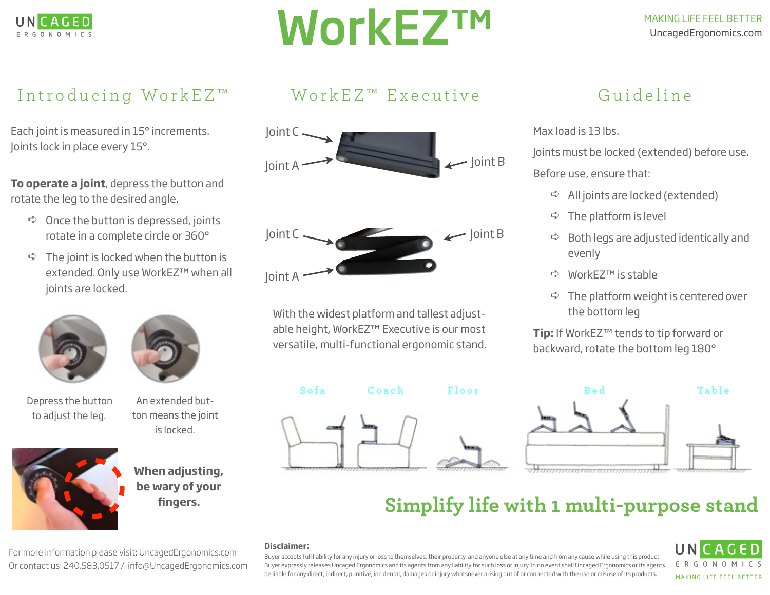# WorkEZ™

MAKING LIFE FEEL BETTER
UncagedErgonomics.com

## Introducing WorkEZ™

Each joint is measured in 15° increments. Joints lock in place every 15°.

**To operate a joint**, depress the button and rotate the leg to the desired angle.

- Once the button is depressed, joints rotate in a complete circle or 360°
- The joint is locked when the button is extended. Only use WorkEZ™ when all joints are locked.

Depress the button to adjust the leg.

An extended button means the joint is locked.

**When adjusting, be wary of your fingers.**

## WorkEZ™ Executive

Joint C
Joint A
Joint B

Joint C
Joint B
Joint A

With the widest platform and tallest adjustable height, WorkEZ™ Executive is our most versatile, multi-functional ergonomic stand.

## Guideline

Max load is 13 lbs.

Joints must be locked (extended) before use.

Before use, ensure that:

- All joints are locked (extended)
- The platform is level
- Both legs are adjusted identically and evenly
- WorkEZ™ is stable
- The platform weight is centered over the bottom leg

**Tip:** If WorkEZ™ tends to tip forward or backward, rotate the bottom leg 180°

Sofa
Coach
Floor
Bed
Table

## Simplify life with 1 multi-purpose stand

For more information please visit: UncagedErgonomics.com
Or contact us: 240.583.0517 / info@UncagedErgonomics.com

**Disclaimer:**
Buyer accepts full liability for any injury or loss to themselves, their property, and anyone else at any time and from any cause while using this product. Buyer expressly releases Uncaged Ergonomics and its agents from any liability for such loss or injury. In no event shall Uncaged Ergonomics or its agents be liable for any direct, indirect, punitive, incidental, damages or injury whatsoever arising out of or connected with the use or misuse of its products.

UNCAGED ERGONOMICS
MAKING LIFE FEEL BETTER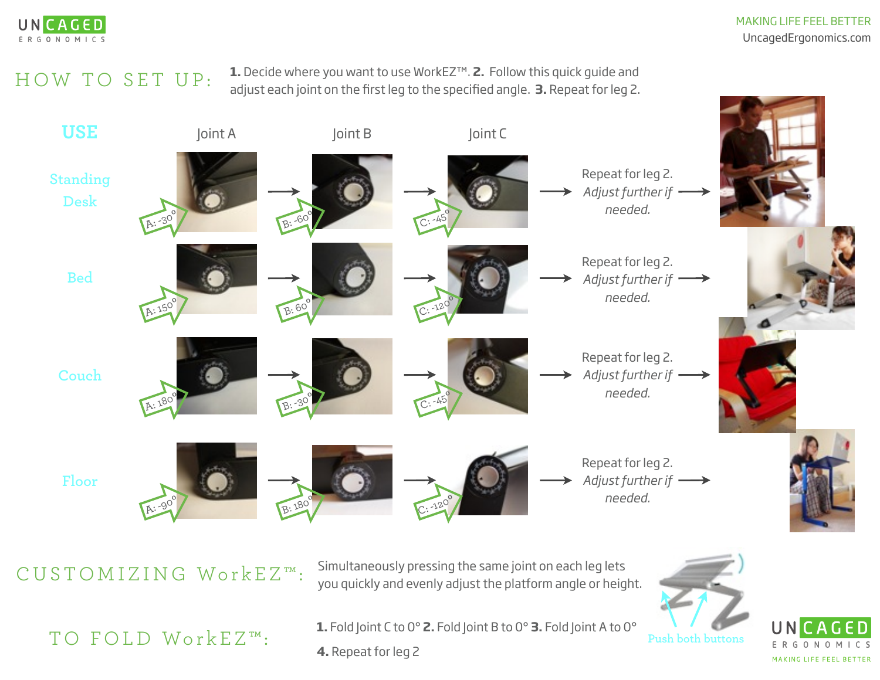UNCAGED ERGONOMICS

MAKING LIFE FEEL BETTER
UncagedErgonomics.com

## HOW TO SET UP:

**1.** Decide where you want to use WorkEZ™. **2.** Follow this quick guide and adjust each joint on the first leg to the specified angle. **3.** Repeat for leg 2.

| USE | Joint A | Joint B | Joint C | |
|---|---|---|---|---|
| Standing Desk | A: -30° | B: -60° | C: -45° | Repeat for leg 2. *Adjust further if needed.* |
| Bed | A: 150° | B: 60° | C: -120° | Repeat for leg 2. *Adjust further if needed.* |
| Couch | A: 180° | B: -30° | C: -45° | Repeat for leg 2. *Adjust further if needed.* |
| Floor | A: -90° | B: 180° | C: -120° | Repeat for leg 2. *Adjust further if needed.* |

## CUSTOMIZING WorkEZ™:

Simultaneously pressing the same joint on each leg lets you quickly and evenly adjust the platform angle or height.

Push both buttons

## TO FOLD WorkEZ™:

**1.** Fold Joint C to 0° **2.** Fold Joint B to 0° **3.** Fold Joint A to 0°

**4.** Repeat for leg 2

UNCAGED ERGONOMICS
MAKING LIFE FEEL BETTER